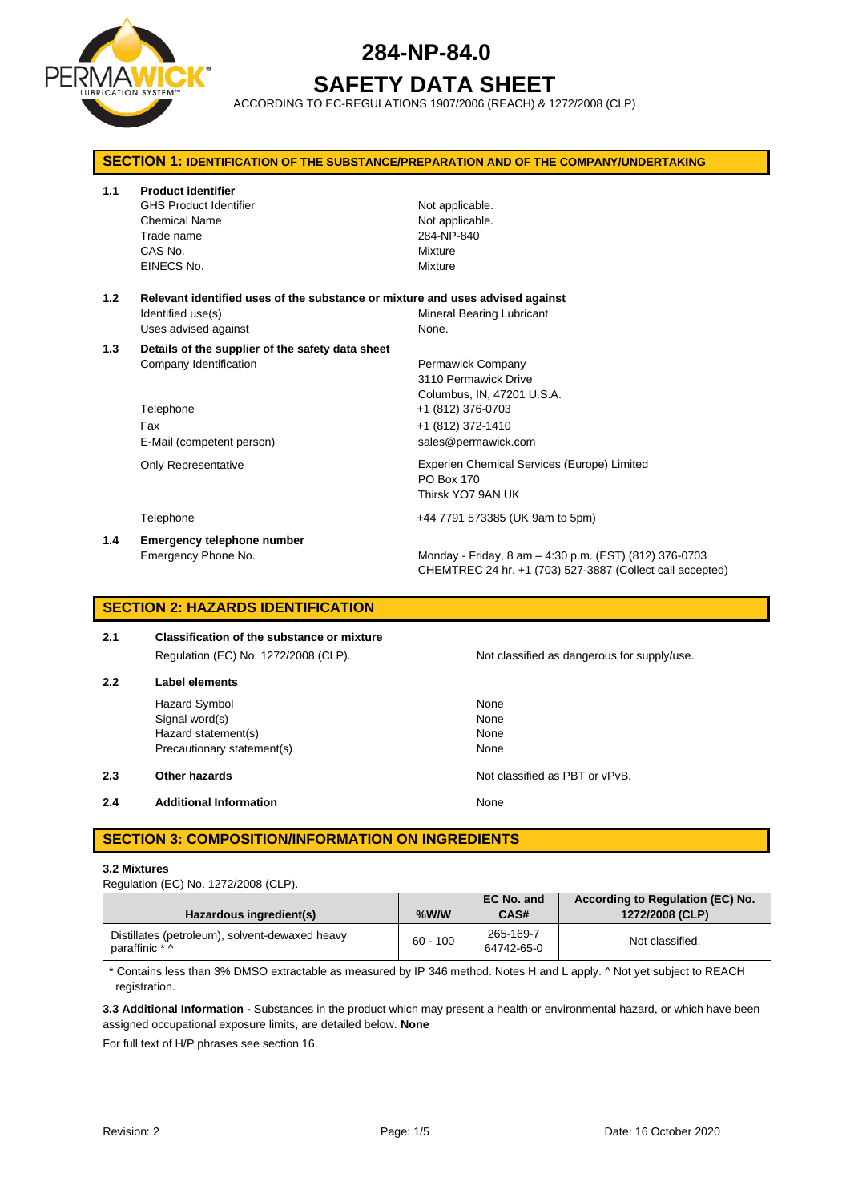# 284-NP-84.0

# SAFETY DATA SHEET

ACCORDING TO EC-REGULATIONS 1907/2006 (REACH) & 1272/2008 (CLP)

## SECTION 1: IDENTIFICATION OF THE SUBSTANCE/PREPARATION AND OF THE COMPANY/UNDERTAKING

**1.1 Product identifier**

| | |
|---|---|
| GHS Product Identifier | Not applicable. |
| Chemical Name | Not applicable. |
| Trade name | 284-NP-840 |
| CAS No. | Mixture |
| EINECS No. | Mixture |

**1.2 Relevant identified uses of the substance or mixture and uses advised against**

| | |
|---|---|
| Identified use(s) | Mineral Bearing Lubricant |
| Uses advised against | None. |

**1.3 Details of the supplier of the safety data sheet**

| | |
|---|---|
| Company Identification | Permawick Company<br>3110 Permawick Drive<br>Columbus, IN, 47201 U.S.A. |
| Telephone | +1 (812) 376-0703 |
| Fax | +1 (812) 372-1410 |
| E-Mail (competent person) | sales@permawick.com |
| Only Representative | Experien Chemical Services (Europe) Limited<br>PO Box 170<br>Thirsk YO7 9AN UK |
| Telephone | +44 7791 573385 (UK 9am to 5pm) |

**1.4 Emergency telephone number**

| | |
|---|---|
| Emergency Phone No. | Monday - Friday, 8 am – 4:30 p.m. (EST) (812) 376-0703<br>CHEMTREC 24 hr. +1 (703) 527-3887 (Collect call accepted) |

## SECTION 2: HAZARDS IDENTIFICATION

**2.1 Classification of the substance or mixture**

| | |
|---|---|
| Regulation (EC) No. 1272/2008 (CLP). | Not classified as dangerous for supply/use. |

**2.2 Label elements**

| | |
|---|---|
| Hazard Symbol | None |
| Signal word(s) | None |
| Hazard statement(s) | None |
| Precautionary statement(s) | None |

**2.3 Other hazards** — Not classified as PBT or vPvB.

**2.4 Additional Information** — None

## SECTION 3: COMPOSITION/INFORMATION ON INGREDIENTS

**3.2 Mixtures**

Regulation (EC) No. 1272/2008 (CLP).

| Hazardous ingredient(s) | %W/W | EC No. and CAS# | According to Regulation (EC) No. 1272/2008 (CLP) |
|---|---|---|---|
| Distillates (petroleum), solvent-dewaxed heavy paraffinic * ^ | 60 - 100 | 265-169-7<br>64742-65-0 | Not classified. |

\* Contains less than 3% DMSO extractable as measured by IP 346 method. Notes H and L apply. ^ Not yet subject to REACH registration.

**3.3 Additional Information -** Substances in the product which may present a health or environmental hazard, or which have been assigned occupational exposure limits, are detailed below. **None**

For full text of H/P phrases see section 16.

Revision: 2 | Date: 16 October 2020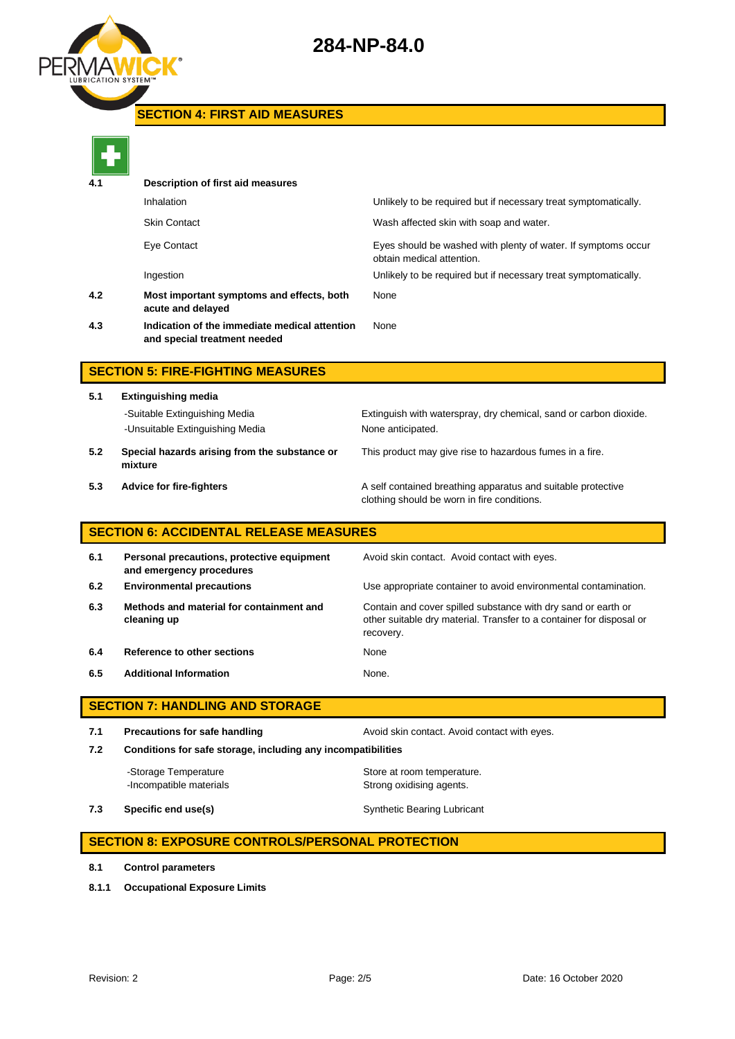## SECTION 4: FIRST AID MEASURES

| | | |
|---|---|---|
| **4.1** | **Description of first aid measures** | |
| | Inhalation | Unlikely to be required but if necessary treat symptomatically. |
| | Skin Contact | Wash affected skin with soap and water. |
| | Eye Contact | Eyes should be washed with plenty of water. If symptoms occur obtain medical attention. |
| | Ingestion | Unlikely to be required but if necessary treat symptomatically. |
| **4.2** | **Most important symptoms and effects, both acute and delayed** | None |
| **4.3** | **Indication of the immediate medical attention and special treatment needed** | None |

## SECTION 5: FIRE-FIGHTING MEASURES

| | | |
|---|---|---|
| **5.1** | **Extinguishing media** | |
| | -Suitable Extinguishing Media | Extinguish with waterspray, dry chemical, sand or carbon dioxide. |
| | -Unsuitable Extinguishing Media | None anticipated. |
| **5.2** | **Special hazards arising from the substance or mixture** | This product may give rise to hazardous fumes in a fire. |
| **5.3** | **Advice for fire-fighters** | A self contained breathing apparatus and suitable protective clothing should be worn in fire conditions. |

## SECTION 6: ACCIDENTAL RELEASE MEASURES

| | | |
|---|---|---|
| **6.1** | **Personal precautions, protective equipment and emergency procedures** | Avoid skin contact. Avoid contact with eyes. |
| **6.2** | **Environmental precautions** | Use appropriate container to avoid environmental contamination. |
| **6.3** | **Methods and material for containment and cleaning up** | Contain and cover spilled substance with dry sand or earth or other suitable dry material. Transfer to a container for disposal or recovery. |
| **6.4** | **Reference to other sections** | None |
| **6.5** | **Additional Information** | None. |

## SECTION 7: HANDLING AND STORAGE

| | | |
|---|---|---|
| **7.1** | **Precautions for safe handling** | Avoid skin contact. Avoid contact with eyes. |
| **7.2** | **Conditions for safe storage, including any incompatibilities** | |
| | -Storage Temperature | Store at room temperature. |
| | -Incompatible materials | Strong oxidising agents. |
| **7.3** | **Specific end use(s)** | Synthetic Bearing Lubricant |

## SECTION 8: EXPOSURE CONTROLS/PERSONAL PROTECTION

**8.1** **Control parameters**

**8.1.1** **Occupational Exposure Limits**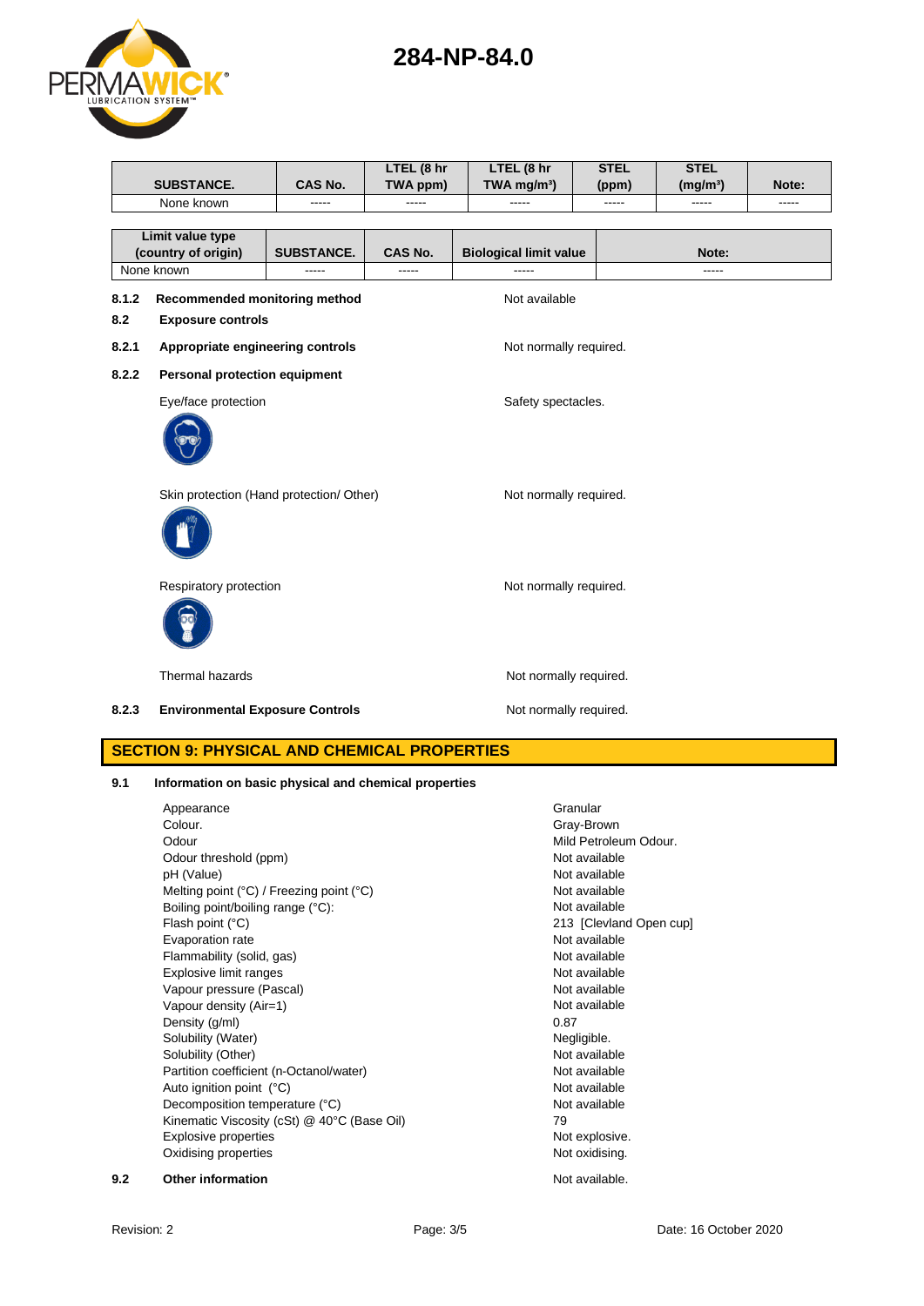| SUBSTANCE. | CAS No. | LTEL (8 hr TWA ppm) | LTEL (8 hr TWA mg/m³) | STEL (ppm) | STEL (mg/m³) | Note: |
|---|---|---|---|---|---|---|
| None known | ----- | ----- | ----- | ----- | ----- | ----- |

| Limit value type (country of origin) | SUBSTANCE. | CAS No. | Biological limit value | Note: |
|---|---|---|---|---|
| None known | ----- | ----- | ----- | ----- |

**8.1.2 Recommended monitoring method** — Not available

**8.2 Exposure controls**

**8.2.1 Appropriate engineering controls** — Not normally required.

**8.2.2 Personal protection equipment**

Eye/face protection — Safety spectacles.

Skin protection (Hand protection/ Other) — Not normally required.

Respiratory protection — Not normally required.

Thermal hazards — Not normally required.

**8.2.3 Environmental Exposure Controls** — Not normally required.

## SECTION 9: PHYSICAL AND CHEMICAL PROPERTIES

**9.1 Information on basic physical and chemical properties**

| Property | Value |
|---|---|
| Appearance | Granular |
| Colour. | Gray-Brown |
| Odour | Mild Petroleum Odour. |
| Odour threshold (ppm) | Not available |
| pH (Value) | Not available |
| Melting point (°C) / Freezing point (°C) | Not available |
| Boiling point/boiling range (°C): | Not available |
| Flash point (°C) | 213 [Clevland Open cup] |
| Evaporation rate | Not available |
| Flammability (solid, gas) | Not available |
| Explosive limit ranges | Not available |
| Vapour pressure (Pascal) | Not available |
| Vapour density (Air=1) | Not available |
| Density (g/ml) | 0.87 |
| Solubility (Water) | Negligible. |
| Solubility (Other) | Not available |
| Partition coefficient (n-Octanol/water) | Not available |
| Auto ignition point (°C) | Not available |
| Decomposition temperature (°C) | Not available |
| Kinematic Viscosity (cSt) @ 40°C (Base Oil) | 79 |
| Explosive properties | Not explosive. |
| Oxidising properties | Not oxidising. |

**9.2 Other information** — Not available.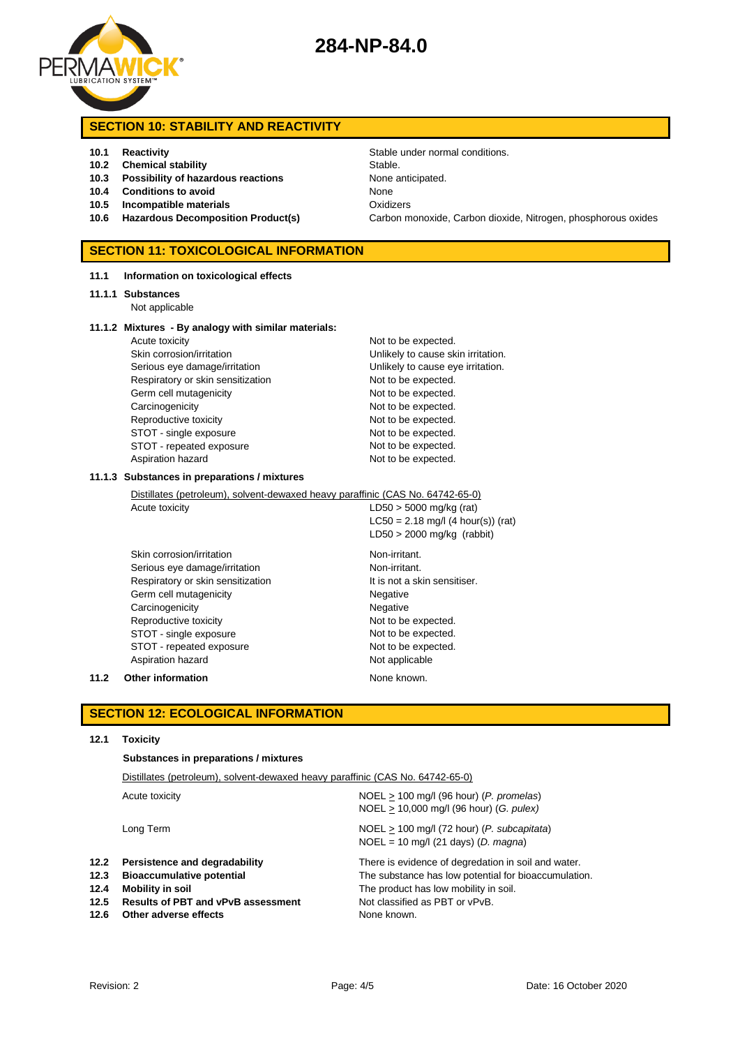## SECTION 10: STABILITY AND REACTIVITY

| | | |
|---|---|---|
| 10.1 | **Reactivity** | Stable under normal conditions. |
| 10.2 | **Chemical stability** | Stable. |
| 10.3 | **Possibility of hazardous reactions** | None anticipated. |
| 10.4 | **Conditions to avoid** | None |
| 10.5 | **Incompatible materials** | Oxidizers |
| 10.6 | **Hazardous Decomposition Product(s)** | Carbon monoxide, Carbon dioxide, Nitrogen, phosphorous oxides |

## SECTION 11: TOXICOLOGICAL INFORMATION

**11.1 Information on toxicological effects**

**11.1.1 Substances**

Not applicable

**11.1.2 Mixtures - By analogy with similar materials:**

| | |
|---|---|
| Acute toxicity | Not to be expected. |
| Skin corrosion/irritation | Unlikely to cause skin irritation. |
| Serious eye damage/irritation | Unlikely to cause eye irritation. |
| Respiratory or skin sensitization | Not to be expected. |
| Germ cell mutagenicity | Not to be expected. |
| Carcinogenicity | Not to be expected. |
| Reproductive toxicity | Not to be expected. |
| STOT - single exposure | Not to be expected. |
| STOT - repeated exposure | Not to be expected. |
| Aspiration hazard | Not to be expected. |

**11.1.3 Substances in preparations / mixtures**

Distillates (petroleum), solvent-dewaxed heavy paraffinic (CAS No. 64742-65-0)

| | |
|---|---|
| Acute toxicity | LD50 > 5000 mg/kg (rat)<br>LC50 = 2.18 mg/l (4 hour(s)) (rat)<br>LD50 > 2000 mg/kg (rabbit) |
| Skin corrosion/irritation | Non-irritant. |
| Serious eye damage/irritation | Non-irritant. |
| Respiratory or skin sensitization | It is not a skin sensitiser. |
| Germ cell mutagenicity | Negative |
| Carcinogenicity | Negative |
| Reproductive toxicity | Not to be expected. |
| STOT - single exposure | Not to be expected. |
| STOT - repeated exposure | Not to be expected. |
| Aspiration hazard | Not applicable |

**11.2 Other information** None known.

## SECTION 12: ECOLOGICAL INFORMATION

**12.1 Toxicity**

**Substances in preparations / mixtures**

Distillates (petroleum), solvent-dewaxed heavy paraffinic (CAS No. 64742-65-0)

| | |
|---|---|
| Acute toxicity | NOEL ≥ 100 mg/l (96 hour) (*P. promelas*)<br>NOEL ≥ 10,000 mg/l (96 hour) (*G. pulex)* |
| Long Term | NOEL ≥ 100 mg/l (72 hour) (*P. subcapitata*)<br>NOEL = 10 mg/l (21 days) (*D. magna*) |

| | | |
|---|---|---|
| 12.2 | **Persistence and degradability** | There is evidence of degredation in soil and water. |
| 12.3 | **Bioaccumulative potential** | The substance has low potential for bioaccumulation. |
| 12.4 | **Mobility in soil** | The product has low mobility in soil. |
| 12.5 | **Results of PBT and vPvB assessment** | Not classified as PBT or vPvB. |
| 12.6 | **Other adverse effects** | None known. |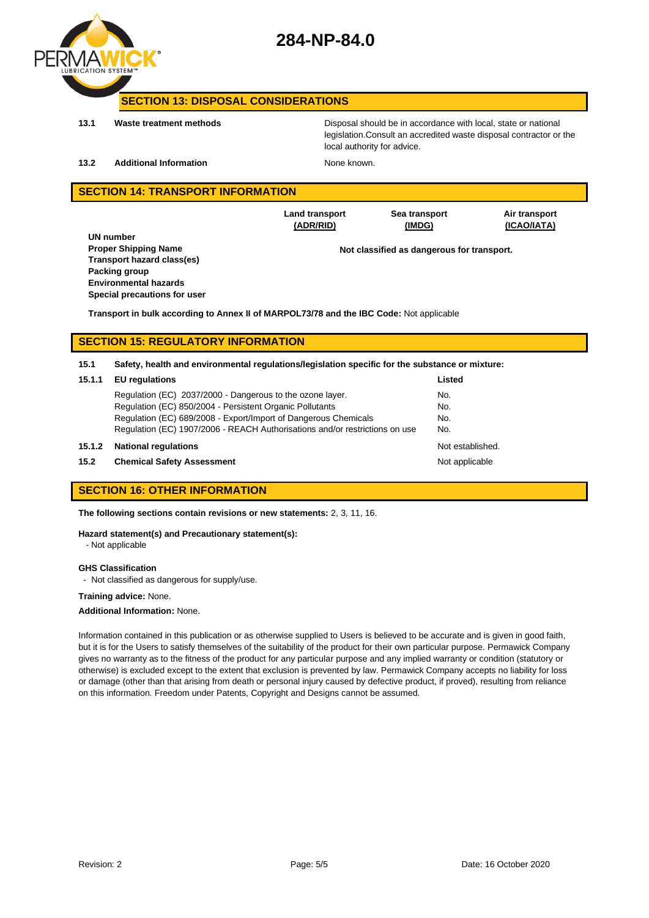# 284-NP-84.0

## SECTION 13: DISPOSAL CONSIDERATIONS

| | | |
|---|---|---|
| **13.1** | **Waste treatment methods** | Disposal should be in accordance with local, state or national legislation.Consult an accredited waste disposal contractor or the local authority for advice. |
| **13.2** | **Additional Information** | None known. |

## SECTION 14: TRANSPORT INFORMATION

| | **Land transport (ADR/RID)** | **Sea transport (IMDG)** | **Air transport (ICAO/IATA)** |
|---|---|---|---|
| **UN number** | | | |
| **Proper Shipping Name** | | Not classified as dangerous for transport. | |
| **Transport hazard class(es)** | | | |
| **Packing group** | | | |
| **Environmental hazards** | | | |
| **Special precautions for user** | | | |

**Transport in bulk according to Annex II of MARPOL73/78 and the IBC Code:** Not applicable

## SECTION 15: REGULATORY INFORMATION

**15.1 Safety, health and environmental regulations/legislation specific for the substance or mixture:**

| | | **Listed** |
|---|---|---|
| **15.1.1** | **EU regulations** | |
| | Regulation (EC) 2037/2000 - Dangerous to the ozone layer. | No. |
| | Regulation (EC) 850/2004 - Persistent Organic Pollutants | No. |
| | Regulation (EC) 689/2008 - Export/Import of Dangerous Chemicals | No. |
| | Regulation (EC) 1907/2006 - REACH Authorisations and/or restrictions on use | No. |
| **15.1.2** | **National regulations** | Not established. |
| **15.2** | **Chemical Safety Assessment** | Not applicable |

## SECTION 16: OTHER INFORMATION

**The following sections contain revisions or new statements:** 2, 3, 11, 16.

**Hazard statement(s) and Precautionary statement(s):**
- Not applicable

**GHS Classification**
- Not classified as dangerous for supply/use.

**Training advice:** None.

**Additional Information:** None.

Information contained in this publication or as otherwise supplied to Users is believed to be accurate and is given in good faith, but it is for the Users to satisfy themselves of the suitability of the product for their own particular purpose. Permawick Company gives no warranty as to the fitness of the product for any particular purpose and any implied warranty or condition (statutory or otherwise) is excluded except to the extent that exclusion is prevented by law. Permawick Company accepts no liability for loss or damage (other than that arising from death or personal injury caused by defective product, if proved), resulting from reliance on this information. Freedom under Patents, Copyright and Designs cannot be assumed.

Revision: 2 Date: 16 October 2020